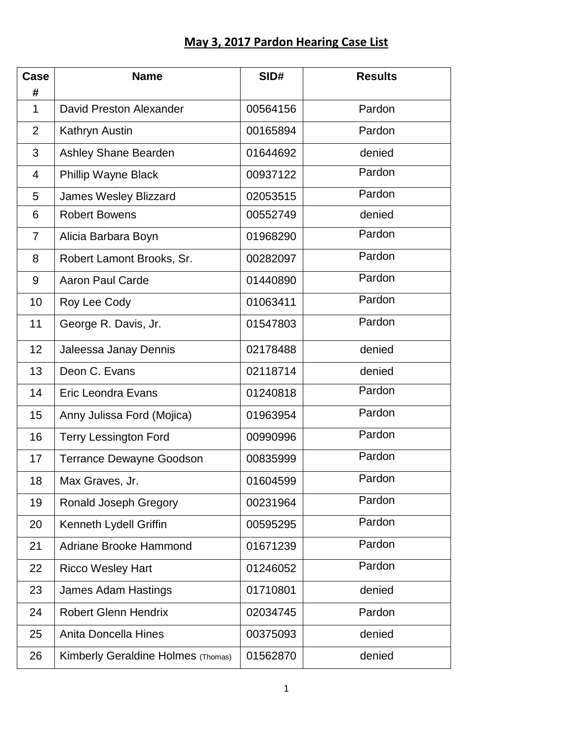# May 3, 2017 Pardon Hearing Case List

| Case # | Name | SID# | Results |
|---|---|---|---|
| 1 | David Preston Alexander | 00564156 | Pardon |
| 2 | Kathryn Austin | 00165894 | Pardon |
| 3 | Ashley Shane Bearden | 01644692 | denied |
| 4 | Phillip Wayne Black | 00937122 | Pardon |
| 5 | James Wesley Blizzard | 02053515 | Pardon |
| 6 | Robert Bowens | 00552749 | denied |
| 7 | Alicia Barbara Boyn | 01968290 | Pardon |
| 8 | Robert Lamont Brooks, Sr. | 00282097 | Pardon |
| 9 | Aaron Paul Carde | 01440890 | Pardon |
| 10 | Roy Lee Cody | 01063411 | Pardon |
| 11 | George R. Davis, Jr. | 01547803 | Pardon |
| 12 | Jaleessa Janay Dennis | 02178488 | denied |
| 13 | Deon C. Evans | 02118714 | denied |
| 14 | Eric Leondra Evans | 01240818 | Pardon |
| 15 | Anny Julissa Ford (Mojica) | 01963954 | Pardon |
| 16 | Terry Lessington Ford | 00990996 | Pardon |
| 17 | Terrance Dewayne Goodson | 00835999 | Pardon |
| 18 | Max Graves, Jr. | 01604599 | Pardon |
| 19 | Ronald Joseph Gregory | 00231964 | Pardon |
| 20 | Kenneth Lydell Griffin | 00595295 | Pardon |
| 21 | Adriane Brooke Hammond | 01671239 | Pardon |
| 22 | Ricco Wesley Hart | 01246052 | Pardon |
| 23 | James Adam Hastings | 01710801 | denied |
| 24 | Robert Glenn Hendrix | 02034745 | Pardon |
| 25 | Anita Doncella Hines | 00375093 | denied |
| 26 | Kimberly Geraldine Holmes (Thomas) | 01562870 | denied |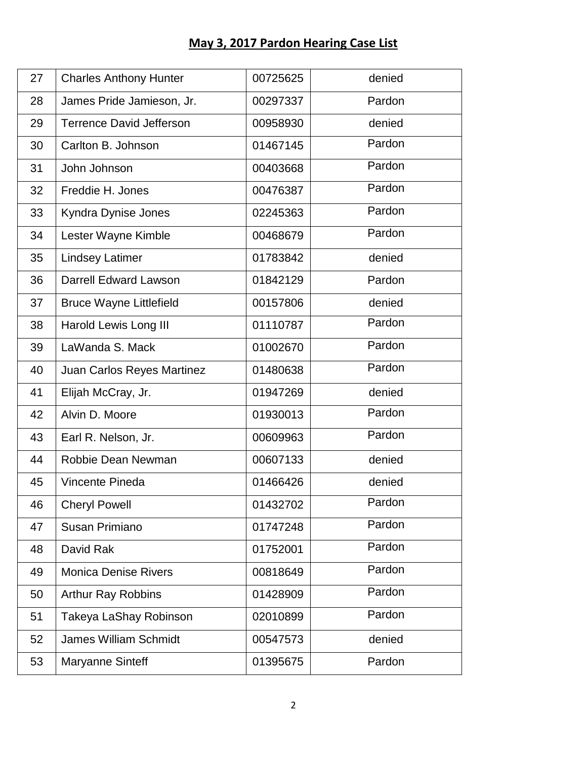# May 3, 2017 Pardon Hearing Case List

| | | | |
|---|---|---|---|
| 27 | Charles Anthony Hunter | 00725625 | denied |
| 28 | James Pride Jamieson, Jr. | 00297337 | Pardon |
| 29 | Terrence David Jefferson | 00958930 | denied |
| 30 | Carlton B. Johnson | 01467145 | Pardon |
| 31 | John Johnson | 00403668 | Pardon |
| 32 | Freddie H. Jones | 00476387 | Pardon |
| 33 | Kyndra Dynise Jones | 02245363 | Pardon |
| 34 | Lester Wayne Kimble | 00468679 | Pardon |
| 35 | Lindsey Latimer | 01783842 | denied |
| 36 | Darrell Edward Lawson | 01842129 | Pardon |
| 37 | Bruce Wayne Littlefield | 00157806 | denied |
| 38 | Harold Lewis Long III | 01110787 | Pardon |
| 39 | LaWanda S. Mack | 01002670 | Pardon |
| 40 | Juan Carlos Reyes Martinez | 01480638 | Pardon |
| 41 | Elijah McCray, Jr. | 01947269 | denied |
| 42 | Alvin D. Moore | 01930013 | Pardon |
| 43 | Earl R. Nelson, Jr. | 00609963 | Pardon |
| 44 | Robbie Dean Newman | 00607133 | denied |
| 45 | Vincente Pineda | 01466426 | denied |
| 46 | Cheryl Powell | 01432702 | Pardon |
| 47 | Susan Primiano | 01747248 | Pardon |
| 48 | David Rak | 01752001 | Pardon |
| 49 | Monica Denise Rivers | 00818649 | Pardon |
| 50 | Arthur Ray Robbins | 01428909 | Pardon |
| 51 | Takeya LaShay Robinson | 02010899 | Pardon |
| 52 | James William Schmidt | 00547573 | denied |
| 53 | Maryanne Sinteff | 01395675 | Pardon |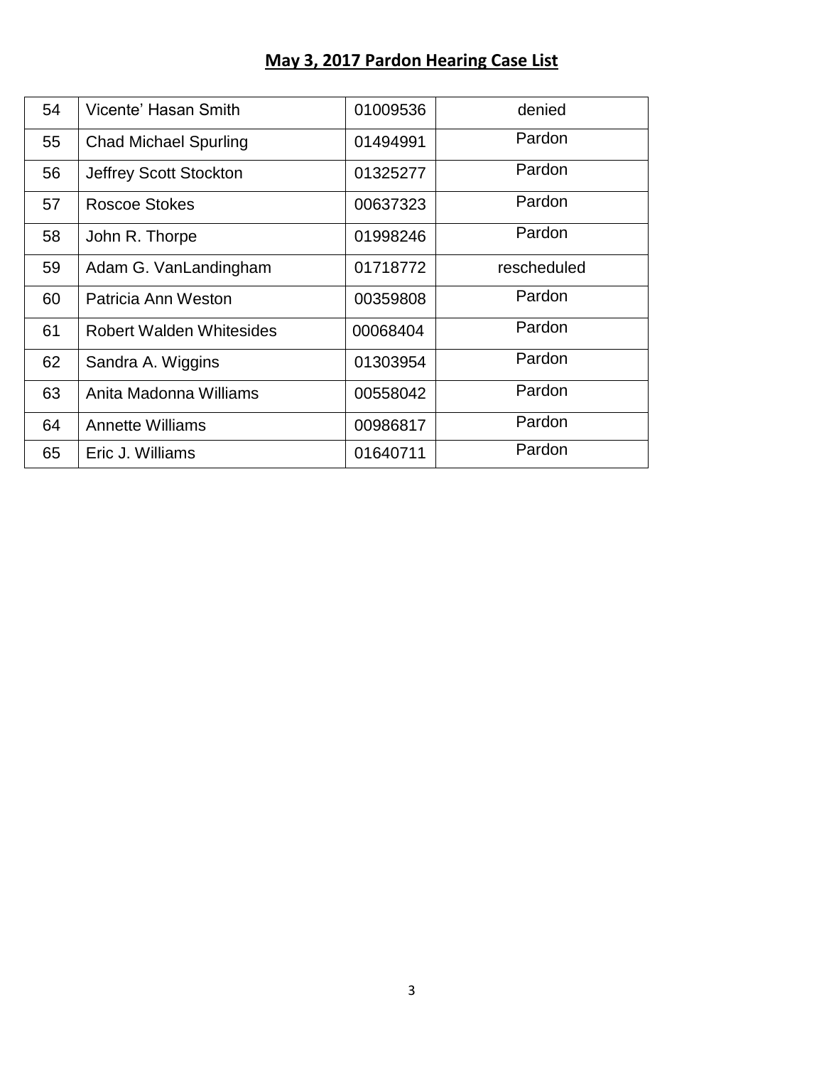## May 3, 2017 Pardon Hearing Case List

| | | | |
|---|---|---|---|
| 54 | Vicente' Hasan Smith | 01009536 | denied |
| 55 | Chad Michael Spurling | 01494991 | Pardon |
| 56 | Jeffrey Scott Stockton | 01325277 | Pardon |
| 57 | Roscoe Stokes | 00637323 | Pardon |
| 58 | John R. Thorpe | 01998246 | Pardon |
| 59 | Adam G. VanLandingham | 01718772 | rescheduled |
| 60 | Patricia Ann Weston | 00359808 | Pardon |
| 61 | Robert Walden Whitesides | 00068404 | Pardon |
| 62 | Sandra A. Wiggins | 01303954 | Pardon |
| 63 | Anita Madonna Williams | 00558042 | Pardon |
| 64 | Annette Williams | 00986817 | Pardon |
| 65 | Eric J. Williams | 01640711 | Pardon |